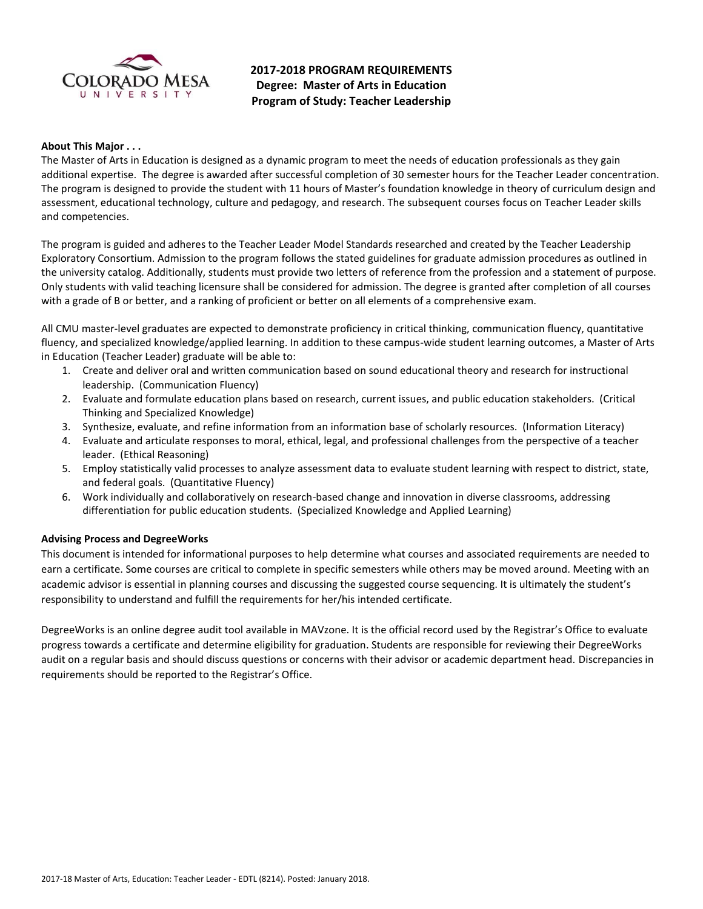# 2017-2018 PROGRAM REQUIREMENTS
## Degree: Master of Arts in Education
## Program of Study: Teacher Leadership

**About This Major . . .**

The Master of Arts in Education is designed as a dynamic program to meet the needs of education professionals as they gain additional expertise. The degree is awarded after successful completion of 30 semester hours for the Teacher Leader concentration. The program is designed to provide the student with 11 hours of Master's foundation knowledge in theory of curriculum design and assessment, educational technology, culture and pedagogy, and research. The subsequent courses focus on Teacher Leader skills and competencies.

The program is guided and adheres to the Teacher Leader Model Standards researched and created by the Teacher Leadership Exploratory Consortium. Admission to the program follows the stated guidelines for graduate admission procedures as outlined in the university catalog. Additionally, students must provide two letters of reference from the profession and a statement of purpose. Only students with valid teaching licensure shall be considered for admission. The degree is granted after completion of all courses with a grade of B or better, and a ranking of proficient or better on all elements of a comprehensive exam.

All CMU master-level graduates are expected to demonstrate proficiency in critical thinking, communication fluency, quantitative fluency, and specialized knowledge/applied learning. In addition to these campus-wide student learning outcomes, a Master of Arts in Education (Teacher Leader) graduate will be able to:

1. Create and deliver oral and written communication based on sound educational theory and research for instructional leadership. (Communication Fluency)
2. Evaluate and formulate education plans based on research, current issues, and public education stakeholders. (Critical Thinking and Specialized Knowledge)
3. Synthesize, evaluate, and refine information from an information base of scholarly resources. (Information Literacy)
4. Evaluate and articulate responses to moral, ethical, legal, and professional challenges from the perspective of a teacher leader. (Ethical Reasoning)
5. Employ statistically valid processes to analyze assessment data to evaluate student learning with respect to district, state, and federal goals. (Quantitative Fluency)
6. Work individually and collaboratively on research-based change and innovation in diverse classrooms, addressing differentiation for public education students. (Specialized Knowledge and Applied Learning)

**Advising Process and DegreeWorks**

This document is intended for informational purposes to help determine what courses and associated requirements are needed to earn a certificate. Some courses are critical to complete in specific semesters while others may be moved around. Meeting with an academic advisor is essential in planning courses and discussing the suggested course sequencing. It is ultimately the student's responsibility to understand and fulfill the requirements for her/his intended certificate.

DegreeWorks is an online degree audit tool available in MAVzone. It is the official record used by the Registrar's Office to evaluate progress towards a certificate and determine eligibility for graduation. Students are responsible for reviewing their DegreeWorks audit on a regular basis and should discuss questions or concerns with their advisor or academic department head. Discrepancies in requirements should be reported to the Registrar's Office.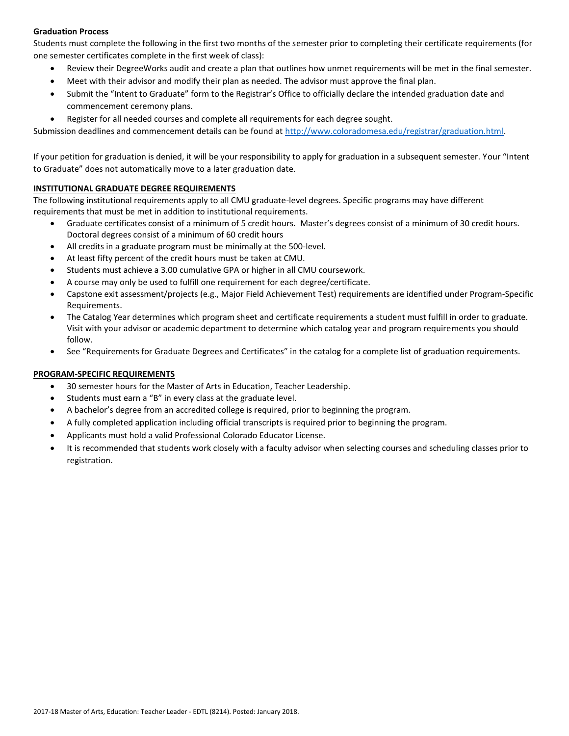**Graduation Process**

Students must complete the following in the first two months of the semester prior to completing their certificate requirements (for one semester certificates complete in the first week of class):

- Review their DegreeWorks audit and create a plan that outlines how unmet requirements will be met in the final semester.
- Meet with their advisor and modify their plan as needed. The advisor must approve the final plan.
- Submit the "Intent to Graduate" form to the Registrar's Office to officially declare the intended graduation date and commencement ceremony plans.
- Register for all needed courses and complete all requirements for each degree sought.

Submission deadlines and commencement details can be found at http://www.coloradomesa.edu/registrar/graduation.html.

If your petition for graduation is denied, it will be your responsibility to apply for graduation in a subsequent semester. Your "Intent to Graduate" does not automatically move to a later graduation date.

**INSTITUTIONAL GRADUATE DEGREE REQUIREMENTS**

The following institutional requirements apply to all CMU graduate-level degrees. Specific programs may have different requirements that must be met in addition to institutional requirements.

- Graduate certificates consist of a minimum of 5 credit hours. Master's degrees consist of a minimum of 30 credit hours. Doctoral degrees consist of a minimum of 60 credit hours
- All credits in a graduate program must be minimally at the 500-level.
- At least fifty percent of the credit hours must be taken at CMU.
- Students must achieve a 3.00 cumulative GPA or higher in all CMU coursework.
- A course may only be used to fulfill one requirement for each degree/certificate.
- Capstone exit assessment/projects (e.g., Major Field Achievement Test) requirements are identified under Program-Specific Requirements.
- The Catalog Year determines which program sheet and certificate requirements a student must fulfill in order to graduate. Visit with your advisor or academic department to determine which catalog year and program requirements you should follow.
- See "Requirements for Graduate Degrees and Certificates" in the catalog for a complete list of graduation requirements.

**PROGRAM-SPECIFIC REQUIREMENTS**

- 30 semester hours for the Master of Arts in Education, Teacher Leadership.
- Students must earn a "B" in every class at the graduate level.
- A bachelor's degree from an accredited college is required, prior to beginning the program.
- A fully completed application including official transcripts is required prior to beginning the program.
- Applicants must hold a valid Professional Colorado Educator License.
- It is recommended that students work closely with a faculty advisor when selecting courses and scheduling classes prior to registration.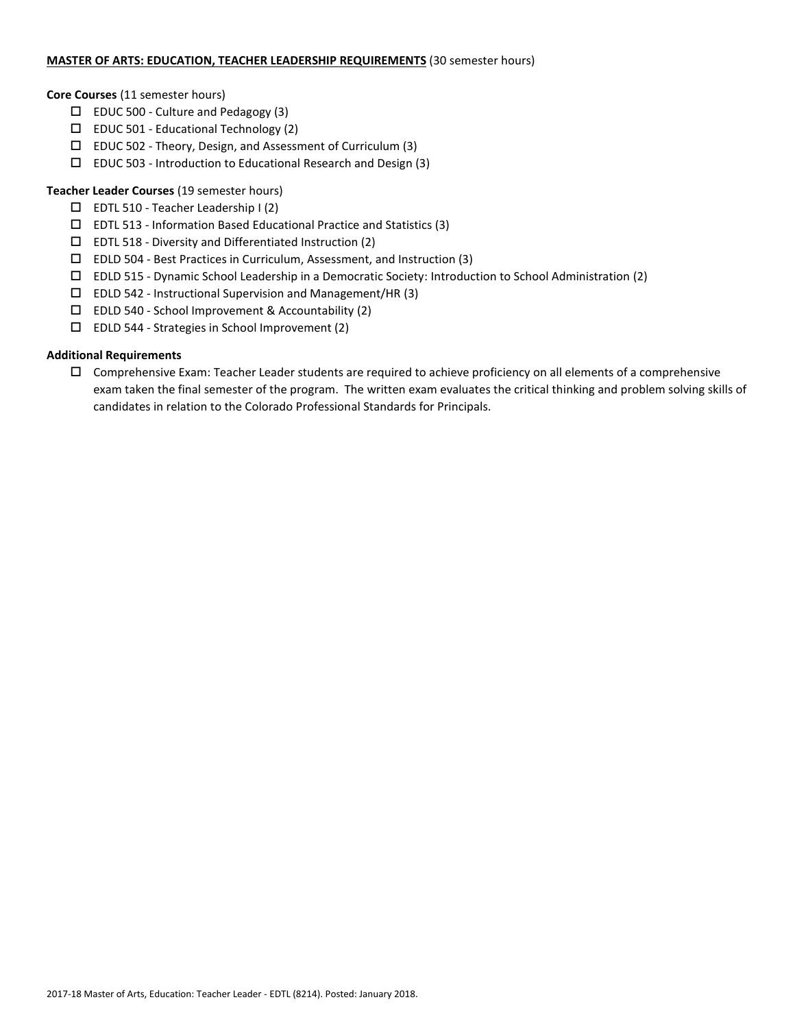**<u>MASTER OF ARTS: EDUCATION, TEACHER LEADERSHIP REQUIREMENTS</u>** (30 semester hours)

**Core Courses** (11 semester hours)

- ☐ EDUC 500 - Culture and Pedagogy (3)
- ☐ EDUC 501 - Educational Technology (2)
- ☐ EDUC 502 - Theory, Design, and Assessment of Curriculum (3)
- ☐ EDUC 503 - Introduction to Educational Research and Design (3)

**Teacher Leader Courses** (19 semester hours)

- ☐ EDTL 510 - Teacher Leadership I (2)
- ☐ EDTL 513 - Information Based Educational Practice and Statistics (3)
- ☐ EDTL 518 - Diversity and Differentiated Instruction (2)
- ☐ EDLD 504 - Best Practices in Curriculum, Assessment, and Instruction (3)
- ☐ EDLD 515 - Dynamic School Leadership in a Democratic Society: Introduction to School Administration (2)
- ☐ EDLD 542 - Instructional Supervision and Management/HR (3)
- ☐ EDLD 540 - School Improvement & Accountability (2)
- ☐ EDLD 544 - Strategies in School Improvement (2)

**Additional Requirements**

- ☐ Comprehensive Exam: Teacher Leader students are required to achieve proficiency on all elements of a comprehensive exam taken the final semester of the program. The written exam evaluates the critical thinking and problem solving skills of candidates in relation to the Colorado Professional Standards for Principals.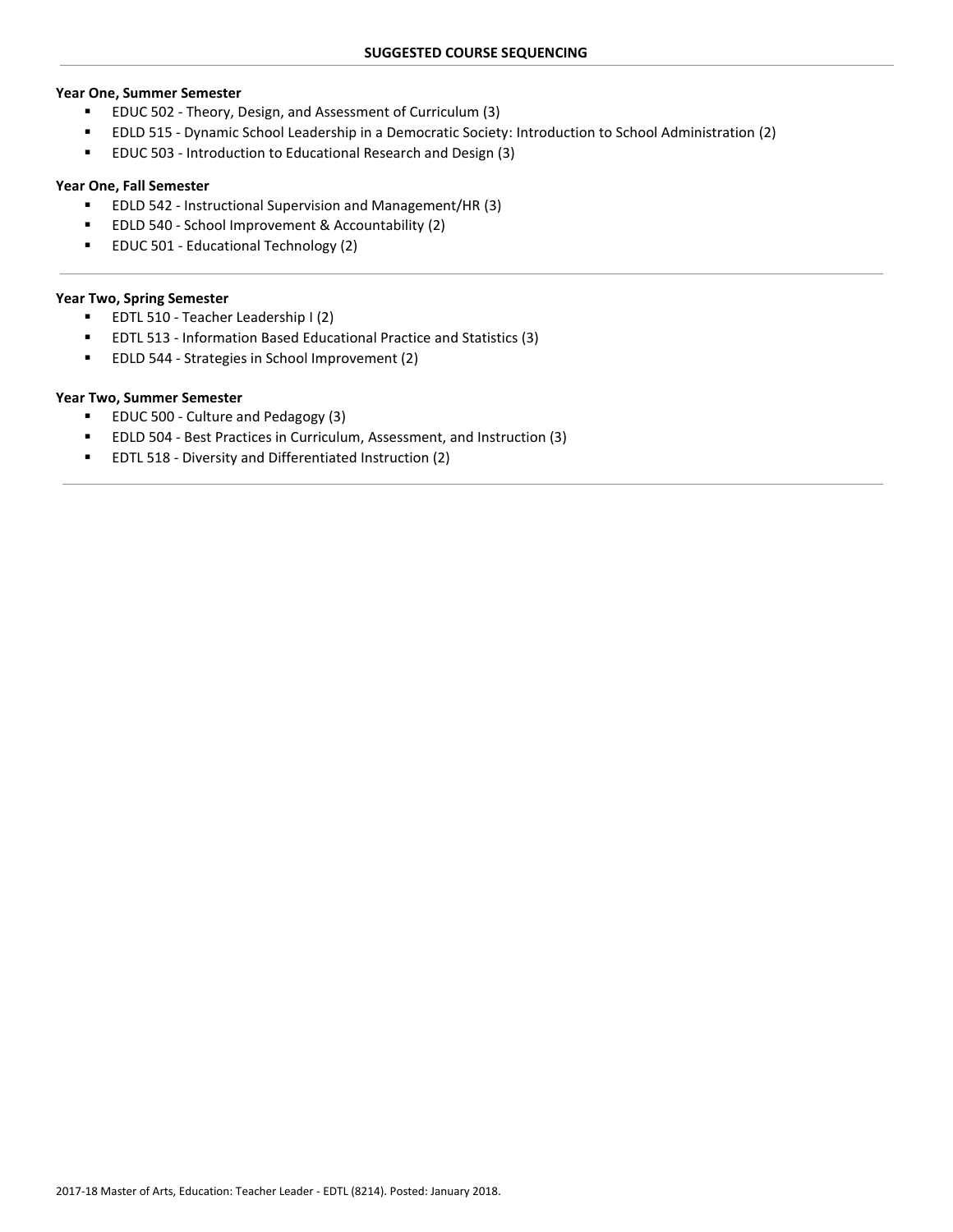## SUGGESTED COURSE SEQUENCING

**Year One, Summer Semester**

- EDUC 502 - Theory, Design, and Assessment of Curriculum (3)
- EDLD 515 - Dynamic School Leadership in a Democratic Society: Introduction to School Administration (2)
- EDUC 503 - Introduction to Educational Research and Design (3)

**Year One, Fall Semester**

- EDLD 542 - Instructional Supervision and Management/HR (3)
- EDLD 540 - School Improvement & Accountability (2)
- EDUC 501 - Educational Technology (2)

---

**Year Two, Spring Semester**

- EDTL 510 - Teacher Leadership I (2)
- EDTL 513 - Information Based Educational Practice and Statistics (3)
- EDLD 544 - Strategies in School Improvement (2)

**Year Two, Summer Semester**

- EDUC 500 - Culture and Pedagogy (3)
- EDLD 504 - Best Practices in Curriculum, Assessment, and Instruction (3)
- EDTL 518 - Diversity and Differentiated Instruction (2)

---